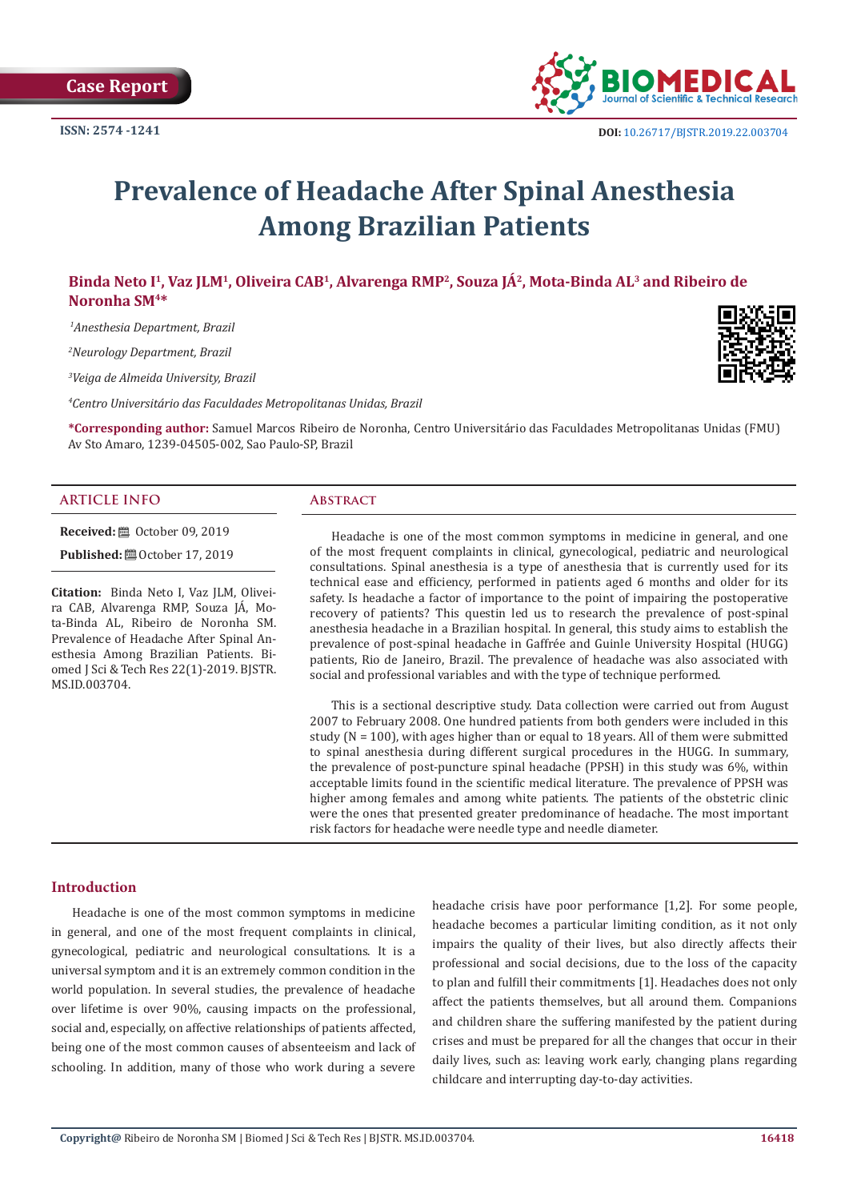Case Report

ISSN: 2574 -1241

DOI: 10.26717/BJSTR.2019.22.003704

# Prevalence of Headache After Spinal Anesthesia Among Brazilian Patients

**Binda Neto I[1], Vaz JLM[1], Oliveira CAB[1], Alvarenga RMP[2], Souza JÁ[2], Mota-Binda AL[3] and Ribeiro de Noronha SM[4]***

*[1]Anesthesia Department, Brazil*

*[2]Neurology Department, Brazil*

*[3]Veiga de Almeida University, Brazil*

*[4]Centro Universitário das Faculdades Metropolitanas Unidas, Brazil*

**\*Corresponding author:** Samuel Marcos Ribeiro de Noronha, Centro Universitário das Faculdades Metropolitanas Unidas (FMU) Av Sto Amaro, 1239-04505-002, Sao Paulo-SP, Brazil

## ARTICLE INFO

**Received:** October 09, 2019

**Published:** October 17, 2019

**Citation:** Binda Neto I, Vaz JLM, Oliveira CAB, Alvarenga RMP, Souza JÁ, Mota-Binda AL, Ribeiro de Noronha SM. Prevalence of Headache After Spinal Anesthesia Among Brazilian Patients. Biomed J Sci & Tech Res 22(1)-2019. BJSTR. MS.ID.003704.

## Abstract

Headache is one of the most common symptoms in medicine in general, and one of the most frequent complaints in clinical, gynecological, pediatric and neurological consultations. Spinal anesthesia is a type of anesthesia that is currently used for its technical ease and efficiency, performed in patients aged 6 months and older for its safety. Is headache a factor of importance to the point of impairing the postoperative recovery of patients? This questin led us to research the prevalence of post-spinal anesthesia headache in a Brazilian hospital. In general, this study aims to establish the prevalence of post-spinal headache in Gaffrée and Guinle University Hospital (HUGG) patients, Rio de Janeiro, Brazil. The prevalence of headache was also associated with social and professional variables and with the type of technique performed.

This is a sectional descriptive study. Data collection were carried out from August 2007 to February 2008. One hundred patients from both genders were included in this study (N = 100), with ages higher than or equal to 18 years. All of them were submitted to spinal anesthesia during different surgical procedures in the HUGG. In summary, the prevalence of post-puncture spinal headache (PPSH) in this study was 6%, within acceptable limits found in the scientific medical literature. The prevalence of PPSH was higher among females and among white patients. The patients of the obstetric clinic were the ones that presented greater predominance of headache. The most important risk factors for headache were needle type and needle diameter.

## Introduction

Headache is one of the most common symptoms in medicine in general, and one of the most frequent complaints in clinical, gynecological, pediatric and neurological consultations. It is a universal symptom and it is an extremely common condition in the world population. In several studies, the prevalence of headache over lifetime is over 90%, causing impacts on the professional, social and, especially, on affective relationships of patients affected, being one of the most common causes of absenteeism and lack of schooling. In addition, many of those who work during a severe headache crisis have poor performance [1,2]. For some people, headache becomes a particular limiting condition, as it not only impairs the quality of their lives, but also directly affects their professional and social decisions, due to the loss of the capacity to plan and fulfill their commitments [1]. Headaches does not only affect the patients themselves, but all around them. Companions and children share the suffering manifested by the patient during crises and must be prepared for all the changes that occur in their daily lives, such as: leaving work early, changing plans regarding childcare and interrupting day-to-day activities.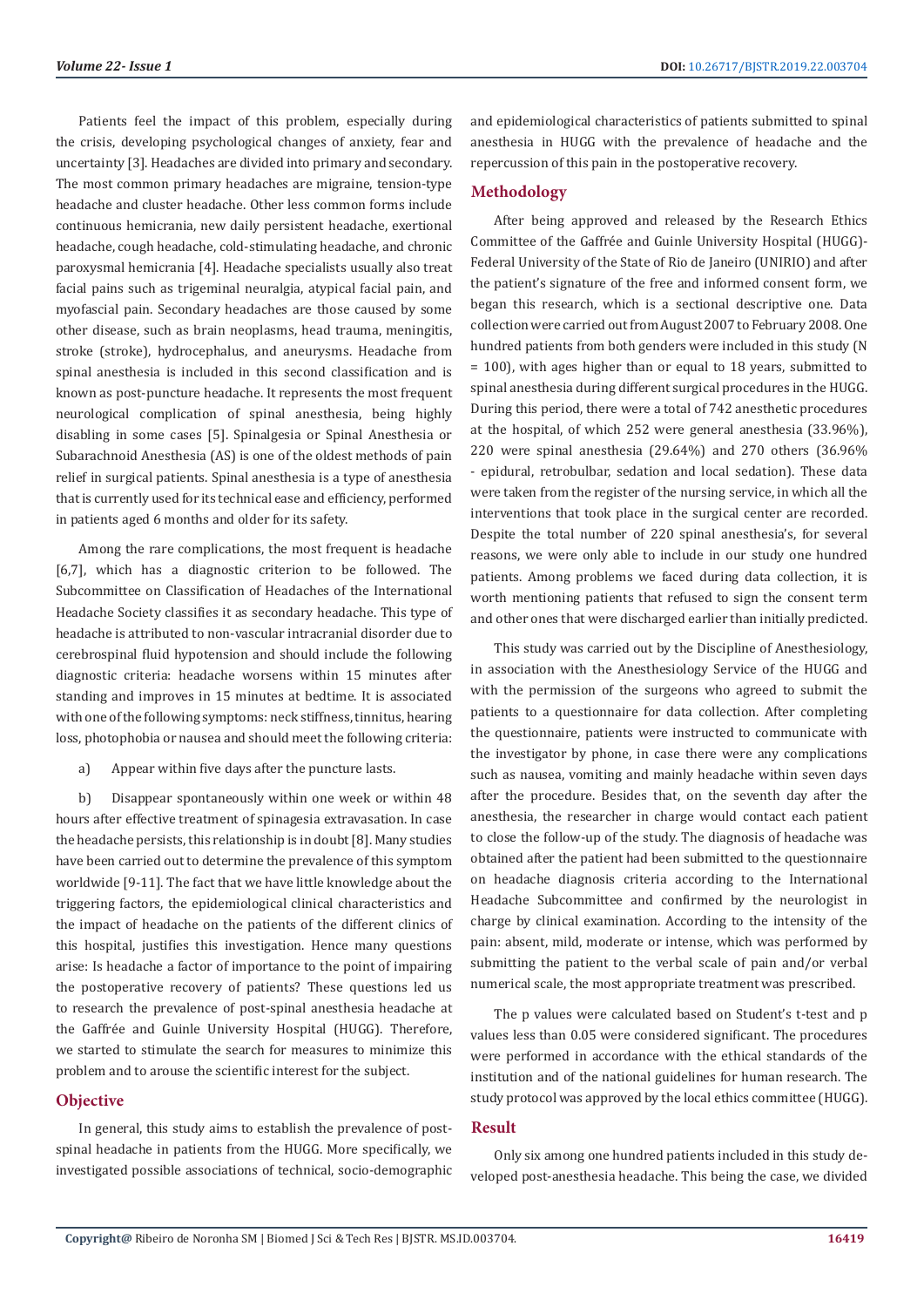Patients feel the impact of this problem, especially during the crisis, developing psychological changes of anxiety, fear and uncertainty [3]. Headaches are divided into primary and secondary. The most common primary headaches are migraine, tension-type headache and cluster headache. Other less common forms include continuous hemicrania, new daily persistent headache, exertional headache, cough headache, cold-stimulating headache, and chronic paroxysmal hemicrania [4]. Headache specialists usually also treat facial pains such as trigeminal neuralgia, atypical facial pain, and myofascial pain. Secondary headaches are those caused by some other disease, such as brain neoplasms, head trauma, meningitis, stroke (stroke), hydrocephalus, and aneurysms. Headache from spinal anesthesia is included in this second classification and is known as post-puncture headache. It represents the most frequent neurological complication of spinal anesthesia, being highly disabling in some cases [5]. Spinalgesia or Spinal Anesthesia or Subarachnoid Anesthesia (AS) is one of the oldest methods of pain relief in surgical patients. Spinal anesthesia is a type of anesthesia that is currently used for its technical ease and efficiency, performed in patients aged 6 months and older for its safety.

Among the rare complications, the most frequent is headache [6,7], which has a diagnostic criterion to be followed. The Subcommittee on Classification of Headaches of the International Headache Society classifies it as secondary headache. This type of headache is attributed to non-vascular intracranial disorder due to cerebrospinal fluid hypotension and should include the following diagnostic criteria: headache worsens within 15 minutes after standing and improves in 15 minutes at bedtime. It is associated with one of the following symptoms: neck stiffness, tinnitus, hearing loss, photophobia or nausea and should meet the following criteria:

a) Appear within five days after the puncture lasts.

b) Disappear spontaneously within one week or within 48 hours after effective treatment of spinagesia extravasation. In case the headache persists, this relationship is in doubt [8]. Many studies have been carried out to determine the prevalence of this symptom worldwide [9-11]. The fact that we have little knowledge about the triggering factors, the epidemiological clinical characteristics and the impact of headache on the patients of the different clinics of this hospital, justifies this investigation. Hence many questions arise: Is headache a factor of importance to the point of impairing the postoperative recovery of patients? These questions led us to research the prevalence of post-spinal anesthesia headache at the Gaffrée and Guinle University Hospital (HUGG). Therefore, we started to stimulate the search for measures to minimize this problem and to arouse the scientific interest for the subject.

## Objective

In general, this study aims to establish the prevalence of post-spinal headache in patients from the HUGG. More specifically, we investigated possible associations of technical, socio-demographic and epidemiological characteristics of patients submitted to spinal anesthesia in HUGG with the prevalence of headache and the repercussion of this pain in the postoperative recovery.

## Methodology

After being approved and released by the Research Ethics Committee of the Gaffrée and Guinle University Hospital (HUGG)-Federal University of the State of Rio de Janeiro (UNIRIO) and after the patient's signature of the free and informed consent form, we began this research, which is a sectional descriptive one. Data collection were carried out from August 2007 to February 2008. One hundred patients from both genders were included in this study (N = 100), with ages higher than or equal to 18 years, submitted to spinal anesthesia during different surgical procedures in the HUGG. During this period, there were a total of 742 anesthetic procedures at the hospital, of which 252 were general anesthesia (33.96%), 220 were spinal anesthesia (29.64%) and 270 others (36.96% - epidural, retrobulbar, sedation and local sedation). These data were taken from the register of the nursing service, in which all the interventions that took place in the surgical center are recorded. Despite the total number of 220 spinal anesthesia's, for several reasons, we were only able to include in our study one hundred patients. Among problems we faced during data collection, it is worth mentioning patients that refused to sign the consent term and other ones that were discharged earlier than initially predicted.

This study was carried out by the Discipline of Anesthesiology, in association with the Anesthesiology Service of the HUGG and with the permission of the surgeons who agreed to submit the patients to a questionnaire for data collection. After completing the questionnaire, patients were instructed to communicate with the investigator by phone, in case there were any complications such as nausea, vomiting and mainly headache within seven days after the procedure. Besides that, on the seventh day after the anesthesia, the researcher in charge would contact each patient to close the follow-up of the study. The diagnosis of headache was obtained after the patient had been submitted to the questionnaire on headache diagnosis criteria according to the International Headache Subcommittee and confirmed by the neurologist in charge by clinical examination. According to the intensity of the pain: absent, mild, moderate or intense, which was performed by submitting the patient to the verbal scale of pain and/or verbal numerical scale, the most appropriate treatment was prescribed.

The p values were calculated based on Student's t-test and p values less than 0.05 were considered significant. The procedures were performed in accordance with the ethical standards of the institution and of the national guidelines for human research. The study protocol was approved by the local ethics committee (HUGG).

## Result

Only six among one hundred patients included in this study developed post-anesthesia headache. This being the case, we divided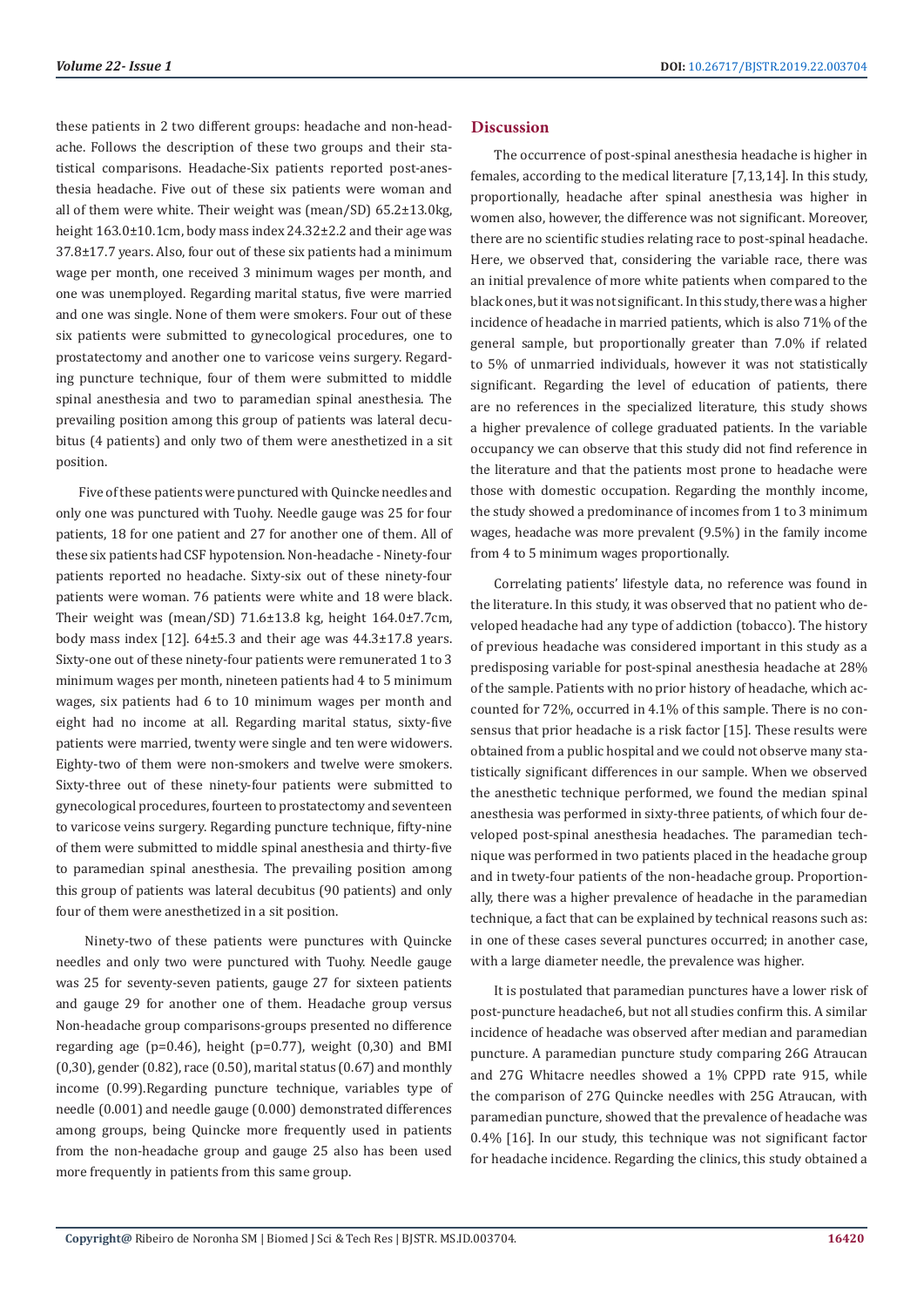these patients in 2 two different groups: headache and non-headache. Follows the description of these two groups and their statistical comparisons. Headache-Six patients reported post-anesthesia headache. Five out of these six patients were woman and all of them were white. Their weight was (mean/SD) 65.2±13.0kg, height 163.0±10.1cm, body mass index 24.32±2.2 and their age was 37.8±17.7 years. Also, four out of these six patients had a minimum wage per month, one received 3 minimum wages per month, and one was unemployed. Regarding marital status, five were married and one was single. None of them were smokers. Four out of these six patients were submitted to gynecological procedures, one to prostatectomy and another one to varicose veins surgery. Regarding puncture technique, four of them were submitted to middle spinal anesthesia and two to paramedian spinal anesthesia. The prevailing position among this group of patients was lateral decubitus (4 patients) and only two of them were anesthetized in a sit position.

Five of these patients were punctured with Quincke needles and only one was punctured with Tuohy. Needle gauge was 25 for four patients, 18 for one patient and 27 for another one of them. All of these six patients had CSF hypotension. Non-headache - Ninety-four patients reported no headache. Sixty-six out of these ninety-four patients were woman. 76 patients were white and 18 were black. Their weight was (mean/SD) 71.6±13.8 kg, height 164.0±7.7cm, body mass index [12]. 64±5.3 and their age was 44.3±17.8 years. Sixty-one out of these ninety-four patients were remunerated 1 to 3 minimum wages per month, nineteen patients had 4 to 5 minimum wages, six patients had 6 to 10 minimum wages per month and eight had no income at all. Regarding marital status, sixty-five patients were married, twenty were single and ten were widowers. Eighty-two of them were non-smokers and twelve were smokers. Sixty-three out of these ninety-four patients were submitted to gynecological procedures, fourteen to prostatectomy and seventeen to varicose veins surgery. Regarding puncture technique, fifty-nine of them were submitted to middle spinal anesthesia and thirty-five to paramedian spinal anesthesia. The prevailing position among this group of patients was lateral decubitus (90 patients) and only four of them were anesthetized in a sit position.

Ninety-two of these patients were punctures with Quincke needles and only two were punctured with Tuohy. Needle gauge was 25 for seventy-seven patients, gauge 27 for sixteen patients and gauge 29 for another one of them. Headache group versus Non-headache group comparisons-groups presented no difference regarding age (p=0.46), height (p=0.77), weight (0,30) and BMI (0,30), gender (0.82), race (0.50), marital status (0.67) and monthly income (0.99).Regarding puncture technique, variables type of needle (0.001) and needle gauge (0.000) demonstrated differences among groups, being Quincke more frequently used in patients from the non-headache group and gauge 25 also has been used more frequently in patients from this same group.

## Discussion

The occurrence of post-spinal anesthesia headache is higher in females, according to the medical literature [7,13,14]. In this study, proportionally, headache after spinal anesthesia was higher in women also, however, the difference was not significant. Moreover, there are no scientific studies relating race to post-spinal headache. Here, we observed that, considering the variable race, there was an initial prevalence of more white patients when compared to the black ones, but it was not significant. In this study, there was a higher incidence of headache in married patients, which is also 71% of the general sample, but proportionally greater than 7.0% if related to 5% of unmarried individuals, however it was not statistically significant. Regarding the level of education of patients, there are no references in the specialized literature, this study shows a higher prevalence of college graduated patients. In the variable occupancy we can observe that this study did not find reference in the literature and that the patients most prone to headache were those with domestic occupation. Regarding the monthly income, the study showed a predominance of incomes from 1 to 3 minimum wages, headache was more prevalent (9.5%) in the family income from 4 to 5 minimum wages proportionally.

Correlating patients' lifestyle data, no reference was found in the literature. In this study, it was observed that no patient who developed headache had any type of addiction (tobacco). The history of previous headache was considered important in this study as a predisposing variable for post-spinal anesthesia headache at 28% of the sample. Patients with no prior history of headache, which accounted for 72%, occurred in 4.1% of this sample. There is no consensus that prior headache is a risk factor [15]. These results were obtained from a public hospital and we could not observe many statistically significant differences in our sample. When we observed the anesthetic technique performed, we found the median spinal anesthesia was performed in sixty-three patients, of which four developed post-spinal anesthesia headaches. The paramedian technique was performed in two patients placed in the headache group and in twety-four patients of the non-headache group. Proportionally, there was a higher prevalence of headache in the paramedian technique, a fact that can be explained by technical reasons such as: in one of these cases several punctures occurred; in another case, with a large diameter needle, the prevalence was higher.

It is postulated that paramedian punctures have a lower risk of post-puncture headache6, but not all studies confirm this. A similar incidence of headache was observed after median and paramedian puncture. A paramedian puncture study comparing 26G Atraucan and 27G Whitacre needles showed a 1% CPPD rate 915, while the comparison of 27G Quincke needles with 25G Atraucan, with paramedian puncture, showed that the prevalence of headache was 0.4% [16]. In our study, this technique was not significant factor for headache incidence. Regarding the clinics, this study obtained a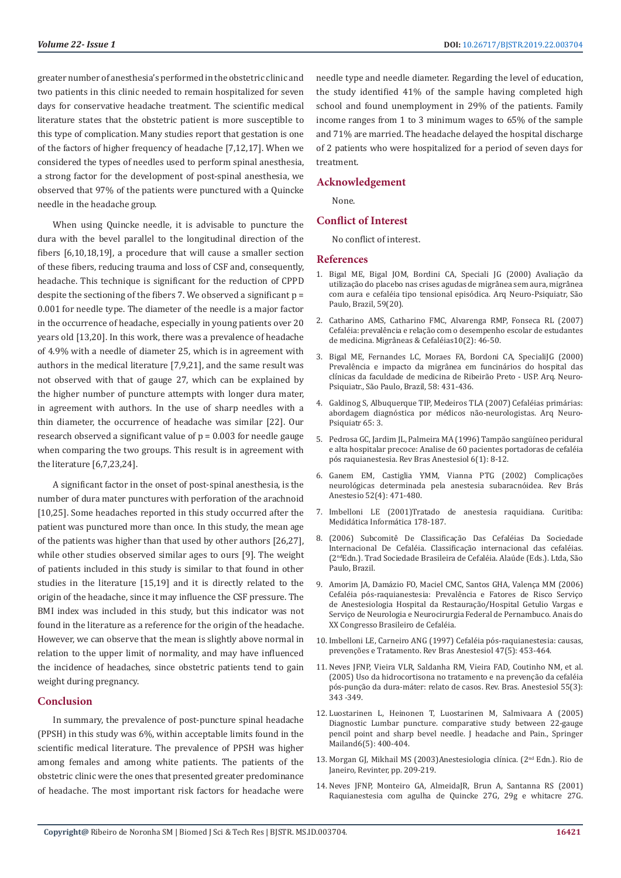greater number of anesthesia's performed in the obstetric clinic and two patients in this clinic needed to remain hospitalized for seven days for conservative headache treatment. The scientific medical literature states that the obstetric patient is more susceptible to this type of complication. Many studies report that gestation is one of the factors of higher frequency of headache [7,12,17]. When we considered the types of needles used to perform spinal anesthesia, a strong factor for the development of post-spinal anesthesia, we observed that 97% of the patients were punctured with a Quincke needle in the headache group.

When using Quincke needle, it is advisable to puncture the dura with the bevel parallel to the longitudinal direction of the fibers [6,10,18,19], a procedure that will cause a smaller section of these fibers, reducing trauma and loss of CSF and, consequently, headache. This technique is significant for the reduction of CPPD despite the sectioning of the fibers 7. We observed a significant p = 0.001 for needle type. The diameter of the needle is a major factor in the occurrence of headache, especially in young patients over 20 years old [13,20]. In this work, there was a prevalence of headache of 4.9% with a needle of diameter 25, which is in agreement with authors in the medical literature [7,9,21], and the same result was not observed with that of gauge 27, which can be explained by the higher number of puncture attempts with longer dura mater, in agreement with authors. In the use of sharp needles with a thin diameter, the occurrence of headache was similar [22]. Our research observed a significant value of p = 0.003 for needle gauge when comparing the two groups. This result is in agreement with the literature [6,7,23,24].

A significant factor in the onset of post-spinal anesthesia, is the number of dura mater punctures with perforation of the arachnoid [10,25]. Some headaches reported in this study occurred after the patient was punctured more than once. In this study, the mean age of the patients was higher than that used by other authors [26,27], while other studies observed similar ages to ours [9]. The weight of patients included in this study is similar to that found in other studies in the literature [15,19] and it is directly related to the origin of the headache, since it may influence the CSF pressure. The BMI index was included in this study, but this indicator was not found in the literature as a reference for the origin of the headache. However, we can observe that the mean is slightly above normal in relation to the upper limit of normality, and may have influenced the incidence of headaches, since obstetric patients tend to gain weight during pregnancy.

## Conclusion

In summary, the prevalence of post-puncture spinal headache (PPSH) in this study was 6%, within acceptable limits found in the scientific medical literature. The prevalence of PPSH was higher among females and among white patients. The patients of the obstetric clinic were the ones that presented greater predominance of headache. The most important risk factors for headache were needle type and needle diameter. Regarding the level of education, the study identified 41% of the sample having completed high school and found unemployment in 29% of the patients. Family income ranges from 1 to 3 minimum wages to 65% of the sample and 71% are married. The headache delayed the hospital discharge of 2 patients who were hospitalized for a period of seven days for treatment.

## Acknowledgement

None.

## Conflict of Interest

No conflict of interest.

## References

1. Bigal ME, Bigal JOM, Bordini CA, Speciali JG (2000) Avaliação da utilização do placebo nas crises agudas de migrânea sem aura, migrânea com aura e cefaléia tipo tensional episódica. Arq Neuro-Psiquiatr, São Paulo, Brazil, 59(20).
2. Catharino AMS, Catharino FMC, Alvarenga RMP, Fonseca RL (2007) Cefaléia: prevalência e relação com o desempenho escolar de estudantes de medicina. Migrâneas & Cefaléias10(2): 46-50.
3. Bigal ME, Fernandes LC, Moraes FA, Bordoni CA, SpecialiJG (2000) Prevalência e impacto da migrânea em funcinários do hospital das clínicas da faculdade de medicina de Ribeirão Preto - USP. Arq. Neuro-Psiquiatr., São Paulo, Brazil, 58: 431-436.
4. Galdinog S, Albuquerque TIP, Medeiros TLA (2007) Cefaléias primárias: abordagem diagnóstica por médicos não-neurologistas. Arq Neuro-Psiquiatr 65: 3.
5. Pedrosa GC, Jardim JL, Palmeira MA (1996) Tampão sangüíneo peridural e alta hospitalar precoce: Analise de 60 pacientes portadoras de cefaléia pós raquianestesia. Rev Bras Anestesiol 6(1): 8-12.
6. Ganem EM, Castiglia YMM, Vianna PTG (2002) Complicações neurológicas determinada pela anestesia subaracnóidea. Rev Brás Anestesio 52(4): 471-480.
7. Imbelloni LE (2001)Tratado de anestesia raquidiana. Curitiba: Medidática Informática 178-187.
8. (2006) Subcomitê De Classificação Das Cefaléias Da Sociedade Internacional De Cefaléia. Classificação internacional das cefaléias. (2ndEdn.). Trad Sociedade Brasileira de Cefaléia. Alaúde (Eds.). Ltda, São Paulo, Brazil.
9. Amorim JA, Damázio FO, Maciel CMC, Santos GHA, Valença MM (2006) Cefaléia pós-raquianestesia: Prevalência e Fatores de Risco Serviço de Anestesiologia Hospital da Restauração/Hospital Getulio Vargas e Serviço de Neurologia e Neurocirurgia Federal de Pernambuco. Anais do XX Congresso Brasileiro de Cefaléia.
10. Imbelloni LE, Carneiro ANG (1997) Cefaléia pós-raquianestesia: causas, prevenções e Tratamento. Rev Bras Anestesiol 47(5): 453-464.
11. Neves JFNP, Vieira VLR, Saldanha RM, Vieira FAD, Coutinho NM, et al. (2005) Uso da hidrocortisona no tratamento e na prevenção da cefaléia pós-punção da dura-máter: relato de casos. Rev. Bras. Anestesiol 55(3): 343 -349.
12. Luostarinen L, Heinonen T, Luostarinen M, Salmivaara A (2005) Diagnostic Lumbar puncture. comparative study between 22-gauge pencil point and sharp bevel needle. J headache and Pain., Springer Mailand6(5): 400-404.
13. Morgan GJ, Mikhail MS (2003)Anestesiologia clínica. (2nd Edn.). Rio de Janeiro, Revinter, pp. 209-219.
14. Neves JFNP, Monteiro GA, AlmeidaJR, Brun A, Santanna RS (2001) Raquianestesia com agulha de Quincke 27G, 29g e whitacre 27G.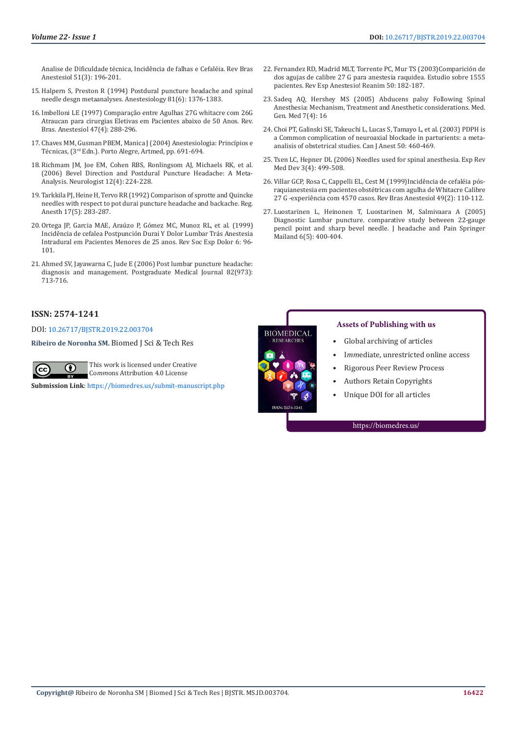Analise de Dificuldade técnica, Incidência de falhas e Cefaléia. Rev Bras Anestesiol 51(3): 196-201.

15. Halpern S, Preston R (1994) Postdural puncture headache and spinal needle desgn metaanalyses. Anestesiology 81(6): 1376-1383.
16. Imbelloni LE (1997) Comparação entre Agulhas 27G whitacre com 26G Atraucan para cirurgias Eletivas em Pacientes abaixo de 50 Anos. Rev. Bras. Anestesiol 47(4): 288-296.
17. Chaves MM, Gusman PBEM, Manica J (2004) Anestesiologia: Princípios e Técnicas, (3rd Edn.). Porto Alegre, Artmed, pp. 691-694.
18. Richmam JM, Joe EM, Cohen RBS, Ronlingsom AJ, Michaels RK, et al. (2006) Bevel Direction and Postdural Puncture Headache: A Meta-Analysis. Neurologist 12(4): 224-228.
19. Tarkkila PJ, Heine H, Tervo RR (1992) Comparison of sprotte and Quincke needles with respect to pot durai puncture headache and backache. Reg. Anesth 17(5): 283-287.
20. Ortega JP, Garcia MAE, Araúzo P, Gómez MC, Munoz RL, et al. (1999) Incidência de cefalea Postpunción Durai Y Dolor Lumbar Trás Anestesia Intradural em Pacientes Menores de 25 anos. Rev Soc Esp Dolor 6: 96-101.
21. Ahmed SV, Jayawarna C, Jude E (2006) Post lumbar puncture headache: diagnosis and management. Postgraduate Medical Journal 82(973): 713-716.
22. Fernandez RD, Madrid MLT, Torrente PC, Mur TS (2003)Comparición de dos agujas de calibre 27 G para anestesia raquidea. Estudio sobre 1555 pacientes. Rev Esp Anestesio! Reanim 50: 182-187.
23. Sadeq AQ, Hershey MS (2005) Abducens palsy Following Spinal Anesthesia: Mechanism, Treatment and Anesthetic considerations. Med. Gen. Med 7(4): 16
24. Choi PT, Galinski SE, Takeuchi L, Lucas S, Tamayo L, et al. (2003) PDPH is a Common complication of neuroaxial blockade in parturients: a meta-analisis of obstetrical studies. Can J Anest 50: 460-469.
25. Tsen LC, Hepner DL (2006) Needles used for spinal anesthesia. Exp Rev Med Dev 3(4): 499-508.
26. Villar GCP, Rosa C, Cappelli EL, Cest M (1999)Incidência de cefaléia pós-raquianestesia em pacientes obstétricas com agulha de Whitacre Calibre 27 G -experiência com 4570 casos. Rev Bras Anestesiol 49(2): 110-112.
27. Luostarinen L, Heinonen T, Luostarinen M, Salmivaara A (2005) Diagnostic Lumbar puncture. comparative study between 22-gauge pencil point and sharp bevel needle. J headache and Pain Springer Mailand 6(5): 400-404.

**ISSN: 2574-1241**

DOI: 10.26717/BJSTR.2019.22.003704

**Ribeiro de Noronha SM.** Biomed J Sci & Tech Res

This work is licensed under Creative Commons Attribution 4.0 License

**Submission Link**: https://biomedres.us/submit-manuscript.php

**Assets of Publishing with us**

- Global archiving of articles
- Immediate, unrestricted online access
- Rigorous Peer Review Process
- Authors Retain Copyrights
- Unique DOI for all articles

https://biomedres.us/